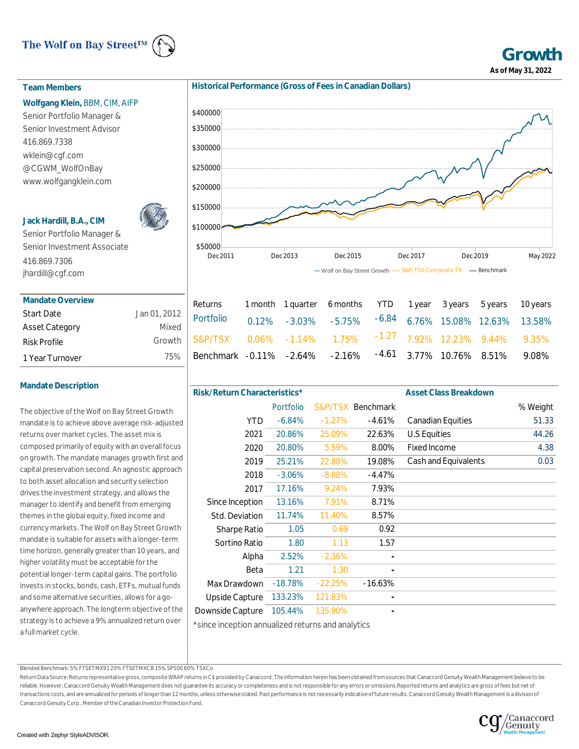The Wolf on Bay Street™

# Growth

**As of May 31, 2022**

## Team Members

**Wolfgang Klein,** BBM, CIM, AIFP
Senior Portfolio Manager &
Senior Investment Advisor
416.869.7338
wklein@cgf.com
@CGWM_WolfOnBay
www.wolfgangklein.com

**Jack Hardill, B.A., CIM**
Senior Portfolio Manager &
Senior Investment Associate
416.869.7306
jhardill@cgf.com

## Mandate Overview

| | |
|---|---|
| Start Date | Jan 01, 2012 |
| Asset Category | Mixed |
| Risk Profile | Growth |
| 1 Year Turnover | 75% |

## Mandate Description

The objective of the Wolf on Bay Street Growth mandate is to achieve above average risk-adjusted returns over market cycles. The asset mix is composed primarily of equity with an overall focus on growth. The mandate manages growth first and capital preservation second. An agnostic approach to both asset allocation and security selection drives the investment strategy, and allows the manager to identify and benefit from emerging themes in the global equity, fixed income and currency markets. The Wolf on Bay Street Growth mandate is suitable for assets with a longer-term time horizon, generally greater than 10 years, and higher volatility must be acceptable for the potential longer-term capital gains. The portfolio invests in stocks, bonds, cash, ETFs, mutual funds and some alternative securities, allows for a go-anywhere approach. The longterm objective of the strategy is to achieve a 9% annualized return over a full market cycle.

## Historical Performance (Gross of Fees in Canadian Dollars)

— Wolf on Bay Street Growth — S&P/TSX Composite TR — Benchmark

| Returns | 1 month | 1 quarter | 6 months | YTD | 1 year | 3 years | 5 years | 10 years |
|---|---|---|---|---|---|---|---|---|
| Portfolio | 0.12% | -3.03% | -5.75% | -6.84 | 6.76% | 15.08% | 12.63% | 13.58% |
| S&P/TSX | 0.06% | -1.14% | 1.75% | -1.27 | 7.92% | 12.23% | 9.44% | 9.35% |
| Benchmark | -0.11% | -2.64% | -2.16% | -4.61 | 3.77% | 10.76% | 8.51% | 9.08% |

## Risk/Return Characteristics*

| | Portfolio | S&P/TSX | Benchmark |
|---|---|---|---|
| YTD | -6.84% | -1.27% | -4.61% |
| 2021 | 20.86% | 25.09% | 22.63% |
| 2020 | 20.80% | 5.59% | 8.00% |
| 2019 | 25.21% | 22.88% | 19.08% |
| 2018 | -3.06% | -8.88% | -4.47% |
| 2017 | 17.16% | 9.24% | 7.93% |
| Since Inception | 13.16% | 7.91% | 8.71% |
| Std. Deviation | 11.74% | 11.40% | 8.57% |
| Sharpe Ratio | 1.05 | 0.69 | 0.92 |
| Sortino Ratio | 1.80 | 1.13 | 1.57 |
| Alpha | 2.52% | -2.36% | - |
| Beta | 1.21 | 1.30 | - |
| Max Drawdown | -18.78% | -22.25% | -16.63% |
| Upside Capture | 133.23% | 121.83% | - |
| Downside Capture | 105.44% | 135.90% | - |

*since inception annualized returns and analytics

## Asset Class Breakdown

| | % Weight |
|---|---|
| Canadian Equities | 51.33 |
| U.S Equities | 44.26 |
| Fixed Income | 4.38 |
| Cash and Equivalents | 0.03 |

Blended Benchmark: 5% FTSETMX91 20% FTSETMXCB 15% SP500 60% TSXCo

Return Data Source: Returns representative gross, composite WRAP returns in C$ provided by Canaccord. The information herein has been obtained from sources that Canaccord Genuity Wealth Management believe to be reliable. However, Canaccord Genuity Wealth Management does not guarantee its accuracy or completeness and is not responsible for any errors or omissions. Reported returns and analytics are gross of fees but net of transactions costs, and are annualized for periods of longer than 12 months, unless otherwise stated. Past performance is not necessarily indicative of future results. Canaccord Genuity Wealth Management is a division of Canaccord Genuity Corp., Member of the Canadian Investor Protection Fund.

Created with Zephyr StyleADVISOR.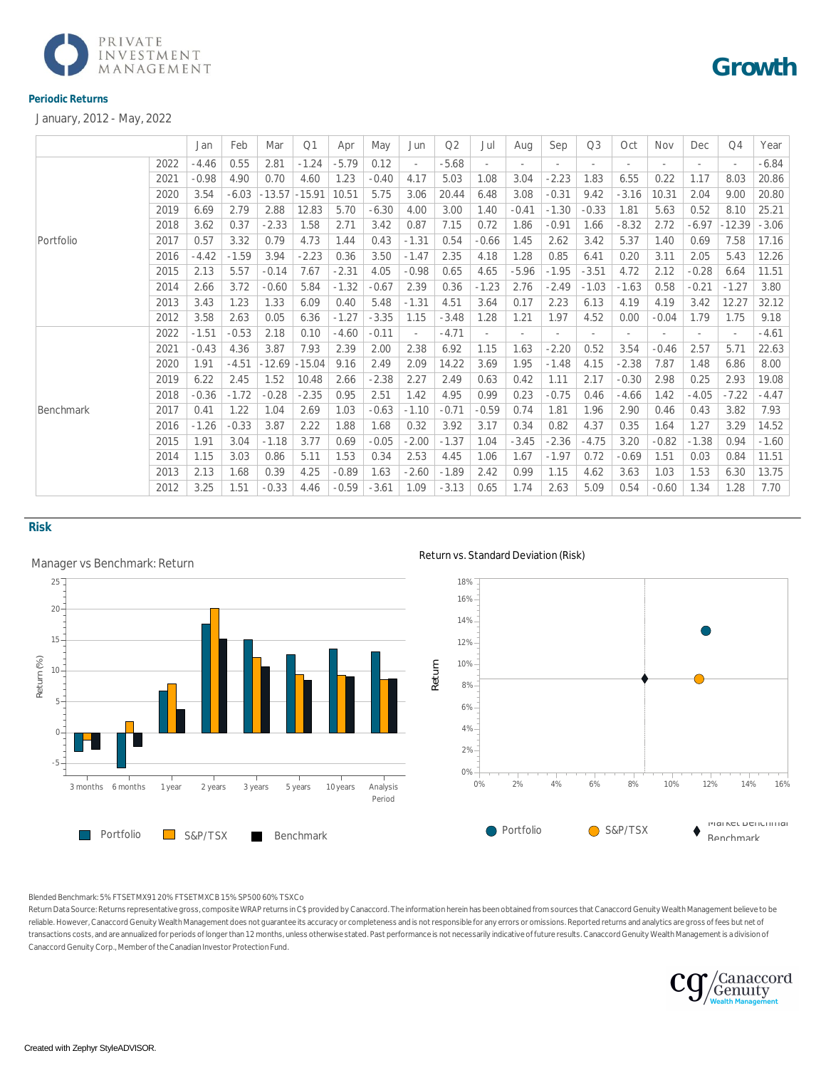# Growth

**Periodic Returns**

January, 2012 - May, 2022

| | | Jan | Feb | Mar | Q1 | Apr | May | Jun | Q2 | Jul | Aug | Sep | Q3 | Oct | Nov | Dec | Q4 | Year |
|---|---|---|---|---|---|---|---|---|---|---|---|---|---|---|---|---|---|---|
| Portfolio | 2022 | -4.46 | 0.55 | 2.81 | -1.24 | -5.79 | 0.12 | - | -5.68 | - | - | - | - | - | - | - | - | -6.84 |
| | 2021 | -0.98 | 4.90 | 0.70 | 4.60 | 1.23 | -0.40 | 4.17 | 5.03 | 1.08 | 3.04 | -2.23 | 1.83 | 6.55 | 0.22 | 1.17 | 8.03 | 20.86 |
| | 2020 | 3.54 | -6.03 | -13.57 | -15.91 | 10.51 | 5.75 | 3.06 | 20.44 | 6.48 | 3.08 | -0.31 | 9.42 | -3.16 | 10.31 | 2.04 | 9.00 | 20.80 |
| | 2019 | 6.69 | 2.79 | 2.88 | 12.83 | 5.70 | -6.30 | 4.00 | 3.00 | 1.40 | -0.41 | -1.30 | -0.33 | 1.81 | 5.63 | 0.52 | 8.10 | 25.21 |
| | 2018 | 3.62 | 0.37 | -2.33 | 1.58 | 2.71 | 3.42 | 0.87 | 7.15 | 0.72 | 1.86 | -0.91 | 1.66 | -8.32 | 2.72 | -6.97 | -12.39 | -3.06 |
| | 2017 | 0.57 | 3.32 | 0.79 | 4.73 | 1.44 | 0.43 | -1.31 | 0.54 | -0.66 | 1.45 | 2.62 | 3.42 | 5.37 | 1.40 | 0.69 | 7.58 | 17.16 |
| | 2016 | -4.42 | -1.59 | 3.94 | -2.23 | 0.36 | 3.50 | -1.47 | 2.35 | 4.18 | 1.28 | 0.85 | 6.41 | 0.20 | 3.11 | 2.05 | 5.43 | 12.26 |
| | 2015 | 2.13 | 5.57 | -0.14 | 7.67 | -2.31 | 4.05 | -0.98 | 0.65 | 4.65 | -5.96 | -1.95 | -3.51 | 4.72 | 2.12 | -0.28 | 6.64 | 11.51 |
| | 2014 | 2.66 | 3.72 | -0.60 | 5.84 | -1.32 | -0.67 | 2.39 | 0.36 | -1.23 | 2.76 | -2.49 | -1.03 | -1.63 | 0.58 | -0.21 | -1.27 | 3.80 |
| | 2013 | 3.43 | 1.23 | 1.33 | 6.09 | 0.40 | 5.48 | -1.31 | 4.51 | 3.64 | 0.17 | 2.23 | 6.13 | 4.19 | 4.19 | 3.42 | 12.27 | 32.12 |
| | 2012 | 3.58 | 2.63 | 0.05 | 6.36 | -1.27 | -3.35 | 1.15 | -3.48 | 1.28 | 1.21 | 1.97 | 4.52 | 0.00 | -0.04 | 1.79 | 1.75 | 9.18 |
| Benchmark | 2022 | -1.51 | -0.53 | 2.18 | 0.10 | -4.60 | -0.11 | - | -4.71 | - | - | - | - | - | - | - | - | -4.61 |
| | 2021 | -0.43 | 4.36 | 3.87 | 7.93 | 2.39 | 2.00 | 2.38 | 6.92 | 1.15 | 1.63 | -2.20 | 0.52 | 3.54 | -0.46 | 2.57 | 5.71 | 22.63 |
| | 2020 | 1.91 | -4.51 | -12.69 | -15.04 | 9.16 | 2.49 | 2.09 | 14.22 | 3.69 | 1.95 | -1.48 | 4.15 | -2.38 | 7.87 | 1.48 | 6.86 | 8.00 |
| | 2019 | 6.22 | 2.45 | 1.52 | 10.48 | 2.66 | -2.38 | 2.27 | 2.49 | 0.63 | 0.42 | 1.11 | 2.17 | -0.30 | 2.98 | 0.25 | 2.93 | 19.08 |
| | 2018 | -0.36 | -1.72 | -0.28 | -2.35 | 0.95 | 2.51 | 1.42 | 4.95 | 0.99 | 0.23 | -0.75 | 0.46 | -4.66 | 1.42 | -4.05 | -7.22 | -4.47 |
| | 2017 | 0.41 | 1.22 | 1.04 | 2.69 | 1.03 | -0.63 | -1.10 | -0.71 | -0.59 | 0.74 | 1.81 | 1.96 | 2.90 | 0.46 | 0.43 | 3.82 | 7.93 |
| | 2016 | -1.26 | -0.33 | 3.87 | 2.22 | 1.88 | 1.68 | 0.32 | 3.92 | 3.17 | 0.34 | 0.82 | 4.37 | 0.35 | 1.64 | 1.27 | 3.29 | 14.52 |
| | 2015 | 1.91 | 3.04 | -1.18 | 3.77 | 0.69 | -0.05 | -2.00 | -1.37 | 1.04 | -3.45 | -2.36 | -4.75 | 3.20 | -0.82 | -1.38 | 0.94 | -1.60 |
| | 2014 | 1.15 | 3.03 | 0.86 | 5.11 | 1.53 | 0.34 | 2.53 | 4.45 | 1.06 | 1.67 | -1.97 | 0.72 | -0.69 | 1.51 | 0.03 | 0.84 | 11.51 |
| | 2013 | 2.13 | 1.68 | 0.39 | 4.25 | -0.89 | 1.63 | -2.60 | -1.89 | 2.42 | 0.99 | 1.15 | 4.62 | 3.63 | 1.03 | 1.53 | 6.30 | 13.75 |
| | 2012 | 3.25 | 1.51 | -0.33 | 4.46 | -0.59 | -3.61 | 1.09 | -3.13 | 0.65 | 1.74 | 2.63 | 5.09 | 0.54 | -0.60 | 1.34 | 1.28 | 7.70 |

**Risk**

Manager vs Benchmark: Return

Return (%)

25
20
15
10
5
0
-5

3 months
6 months
1 year
2 years
3 years
5 years
10 years
Analysis Period

Portfolio
S&P/TSX
Benchmark

Return vs. Standard Deviation (Risk)

Return

18%
16%
14%
12%
10%
8%
6%
4%
2%
0%

0%
2%
4%
6%
8%
10%
12%
14%
16%

Portfolio
S&P/TSX
Market Benchmark

Blended Benchmark: 5% FTSETMX91 20% FTSETMXCB 15% SP500 60% TSXCo

Return Data Source: Returns representative gross, composite WRAP returns in C$ provided by Canaccord. The information herein has been obtained from sources that Canaccord Genuity Wealth Management believe to be reliable. However, Canaccord Genuity Wealth Management does not guarantee its accuracy or completeness and is not responsible for any errors or omissions. Reported returns and analytics are gross of fees but net of transactions costs, and are annualized for periods of longer than 12 months, unless otherwise stated. Past performance is not necessarily indicative of future results. Canaccord Genuity Wealth Management is a division of Canaccord Genuity Corp., Member of the Canadian Investor Protection Fund.

Created with Zephyr StyleADVISOR.